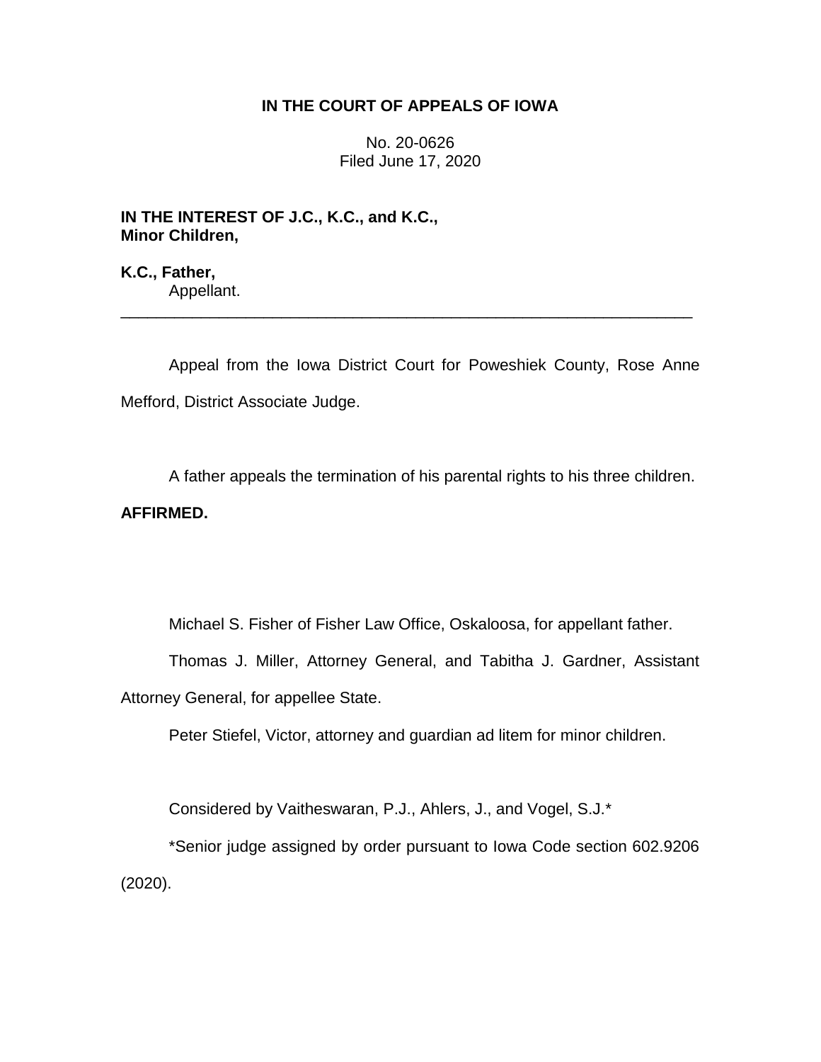**IN THE COURT OF APPEALS OF IOWA**

No. 20-0626
Filed June 17, 2020

**IN THE INTEREST OF J.C., K.C., and K.C., Minor Children,**

**K.C., Father,**
Appellant.

---

Appeal from the Iowa District Court for Poweshiek County, Rose Anne Mefford, District Associate Judge.

A father appeals the termination of his parental rights to his three children.

**AFFIRMED.**

Michael S. Fisher of Fisher Law Office, Oskaloosa, for appellant father.

Thomas J. Miller, Attorney General, and Tabitha J. Gardner, Assistant Attorney General, for appellee State.

Peter Stiefel, Victor, attorney and guardian ad litem for minor children.

Considered by Vaitheswaran, P.J., Ahlers, J., and Vogel, S.J.*

*Senior judge assigned by order pursuant to Iowa Code section 602.9206 (2020).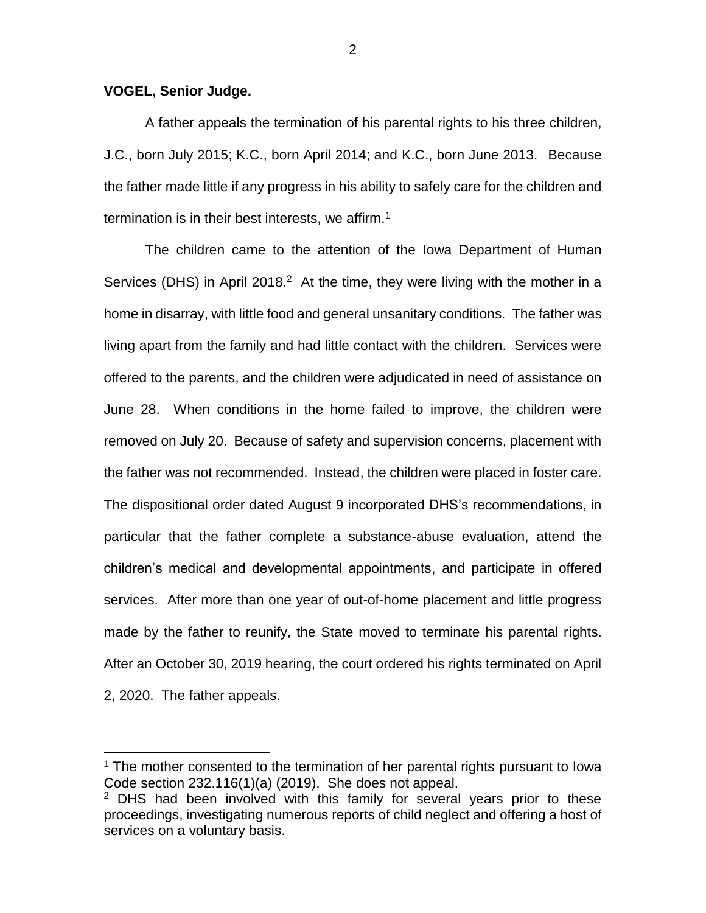**VOGEL, Senior Judge.**

A father appeals the termination of his parental rights to his three children, J.C., born July 2015; K.C., born April 2014; and K.C., born June 2013. Because the father made little if any progress in his ability to safely care for the children and termination is in their best interests, we affirm.[1]

The children came to the attention of the Iowa Department of Human Services (DHS) in April 2018.[2] At the time, they were living with the mother in a home in disarray, with little food and general unsanitary conditions. The father was living apart from the family and had little contact with the children. Services were offered to the parents, and the children were adjudicated in need of assistance on June 28. When conditions in the home failed to improve, the children were removed on July 20. Because of safety and supervision concerns, placement with the father was not recommended. Instead, the children were placed in foster care. The dispositional order dated August 9 incorporated DHS's recommendations, in particular that the father complete a substance-abuse evaluation, attend the children's medical and developmental appointments, and participate in offered services. After more than one year of out-of-home placement and little progress made by the father to reunify, the State moved to terminate his parental rights. After an October 30, 2019 hearing, the court ordered his rights terminated on April 2, 2020. The father appeals.

---

[1] The mother consented to the termination of her parental rights pursuant to Iowa Code section 232.116(1)(a) (2019). She does not appeal.

[2] DHS had been involved with this family for several years prior to these proceedings, investigating numerous reports of child neglect and offering a host of services on a voluntary basis.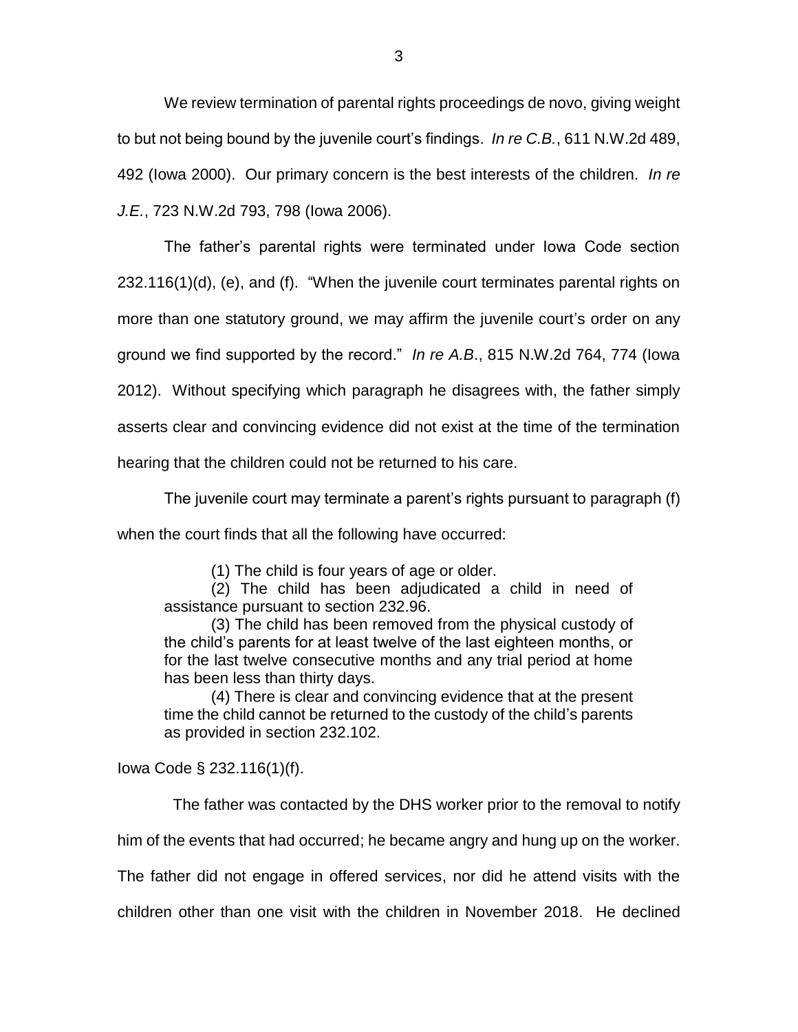We review termination of parental rights proceedings de novo, giving weight to but not being bound by the juvenile court's findings. *In re C.B.*, 611 N.W.2d 489, 492 (Iowa 2000). Our primary concern is the best interests of the children. *In re J.E.*, 723 N.W.2d 793, 798 (Iowa 2006).

The father's parental rights were terminated under Iowa Code section 232.116(1)(d), (e), and (f). "When the juvenile court terminates parental rights on more than one statutory ground, we may affirm the juvenile court's order on any ground we find supported by the record." *In re A.B*., 815 N.W.2d 764, 774 (Iowa 2012). Without specifying which paragraph he disagrees with, the father simply asserts clear and convincing evidence did not exist at the time of the termination hearing that the children could not be returned to his care.

The juvenile court may terminate a parent's rights pursuant to paragraph (f) when the court finds that all the following have occurred:

> (1) The child is four years of age or older.
>
> (2) The child has been adjudicated a child in need of assistance pursuant to section 232.96.
>
> (3) The child has been removed from the physical custody of the child's parents for at least twelve of the last eighteen months, or for the last twelve consecutive months and any trial period at home has been less than thirty days.
>
> (4) There is clear and convincing evidence that at the present time the child cannot be returned to the custody of the child's parents as provided in section 232.102.

Iowa Code § 232.116(1)(f).

The father was contacted by the DHS worker prior to the removal to notify him of the events that had occurred; he became angry and hung up on the worker. The father did not engage in offered services, nor did he attend visits with the children other than one visit with the children in November 2018. He declined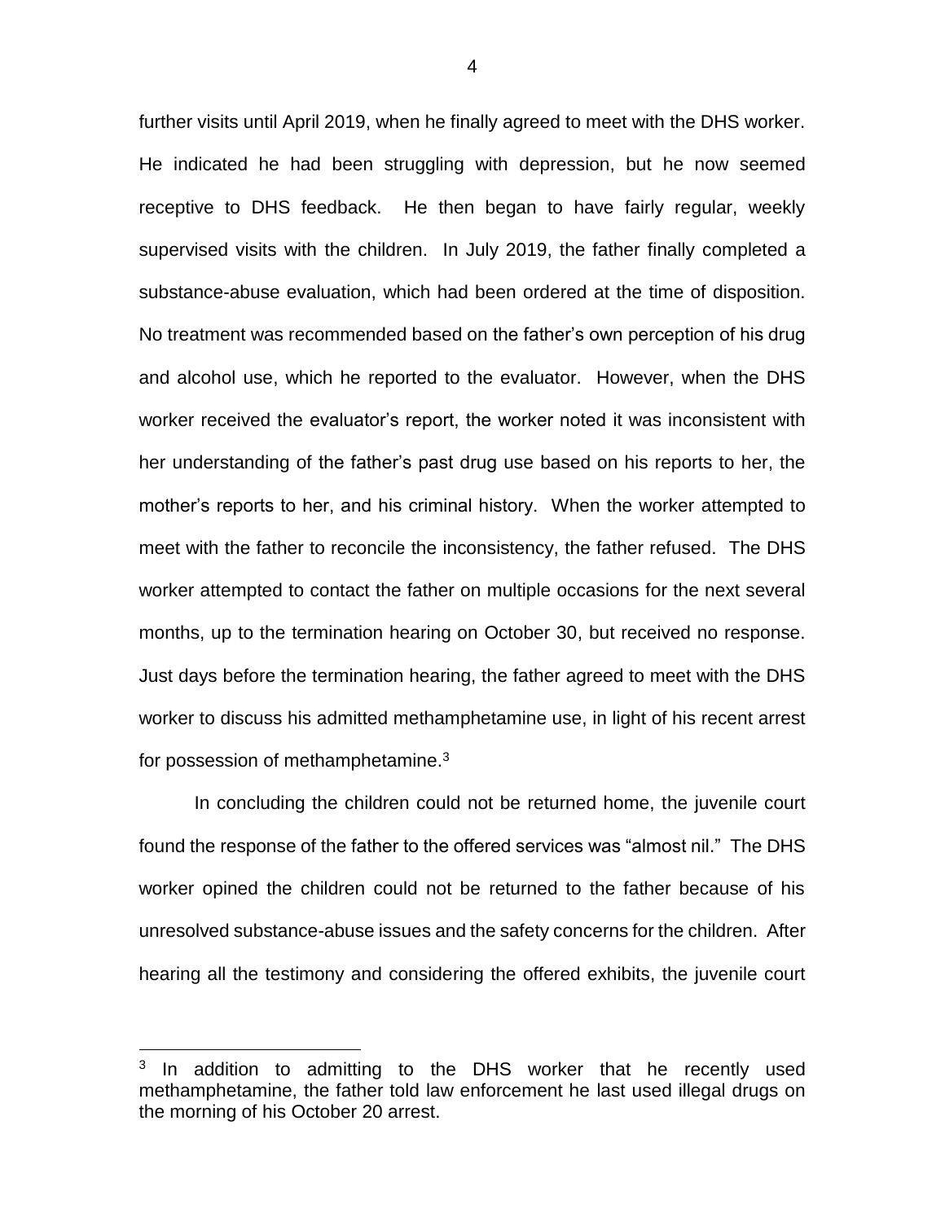further visits until April 2019, when he finally agreed to meet with the DHS worker. He indicated he had been struggling with depression, but he now seemed receptive to DHS feedback. He then began to have fairly regular, weekly supervised visits with the children. In July 2019, the father finally completed a substance-abuse evaluation, which had been ordered at the time of disposition. No treatment was recommended based on the father's own perception of his drug and alcohol use, which he reported to the evaluator. However, when the DHS worker received the evaluator's report, the worker noted it was inconsistent with her understanding of the father's past drug use based on his reports to her, the mother's reports to her, and his criminal history. When the worker attempted to meet with the father to reconcile the inconsistency, the father refused. The DHS worker attempted to contact the father on multiple occasions for the next several months, up to the termination hearing on October 30, but received no response. Just days before the termination hearing, the father agreed to meet with the DHS worker to discuss his admitted methamphetamine use, in light of his recent arrest for possession of methamphetamine.[3]

In concluding the children could not be returned home, the juvenile court found the response of the father to the offered services was "almost nil." The DHS worker opined the children could not be returned to the father because of his unresolved substance-abuse issues and the safety concerns for the children. After hearing all the testimony and considering the offered exhibits, the juvenile court

[3] In addition to admitting to the DHS worker that he recently used methamphetamine, the father told law enforcement he last used illegal drugs on the morning of his October 20 arrest.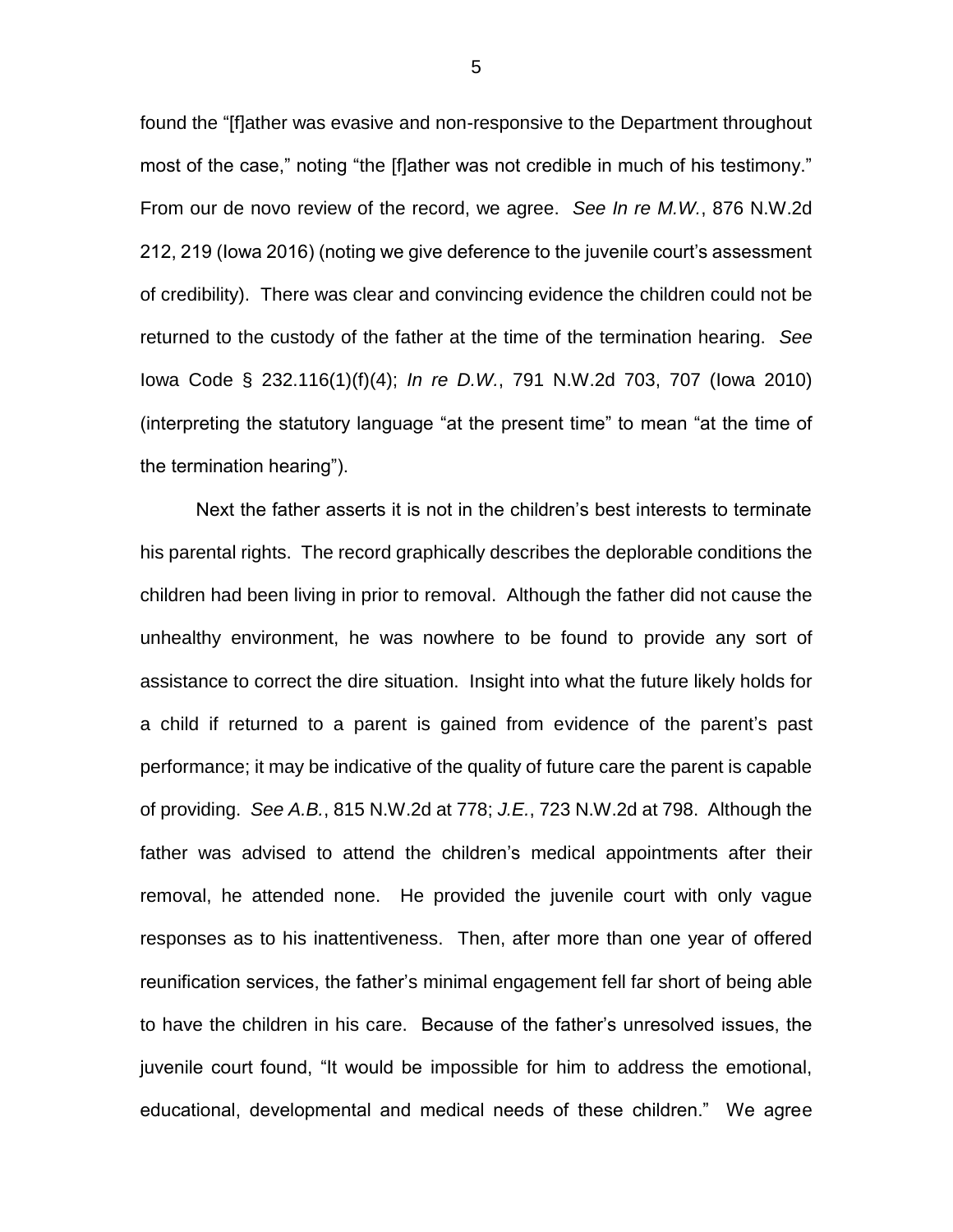found the "[f]ather was evasive and non-responsive to the Department throughout most of the case," noting "the [f]ather was not credible in much of his testimony." From our de novo review of the record, we agree. *See In re M.W.*, 876 N.W.2d 212, 219 (Iowa 2016) (noting we give deference to the juvenile court's assessment of credibility). There was clear and convincing evidence the children could not be returned to the custody of the father at the time of the termination hearing. *See* Iowa Code § 232.116(1)(f)(4); *In re D.W.*, 791 N.W.2d 703, 707 (Iowa 2010) (interpreting the statutory language "at the present time" to mean "at the time of the termination hearing").

Next the father asserts it is not in the children's best interests to terminate his parental rights. The record graphically describes the deplorable conditions the children had been living in prior to removal. Although the father did not cause the unhealthy environment, he was nowhere to be found to provide any sort of assistance to correct the dire situation. Insight into what the future likely holds for a child if returned to a parent is gained from evidence of the parent's past performance; it may be indicative of the quality of future care the parent is capable of providing. *See A.B.*, 815 N.W.2d at 778; *J.E.*, 723 N.W.2d at 798. Although the father was advised to attend the children's medical appointments after their removal, he attended none. He provided the juvenile court with only vague responses as to his inattentiveness. Then, after more than one year of offered reunification services, the father's minimal engagement fell far short of being able to have the children in his care. Because of the father's unresolved issues, the juvenile court found, "It would be impossible for him to address the emotional, educational, developmental and medical needs of these children." We agree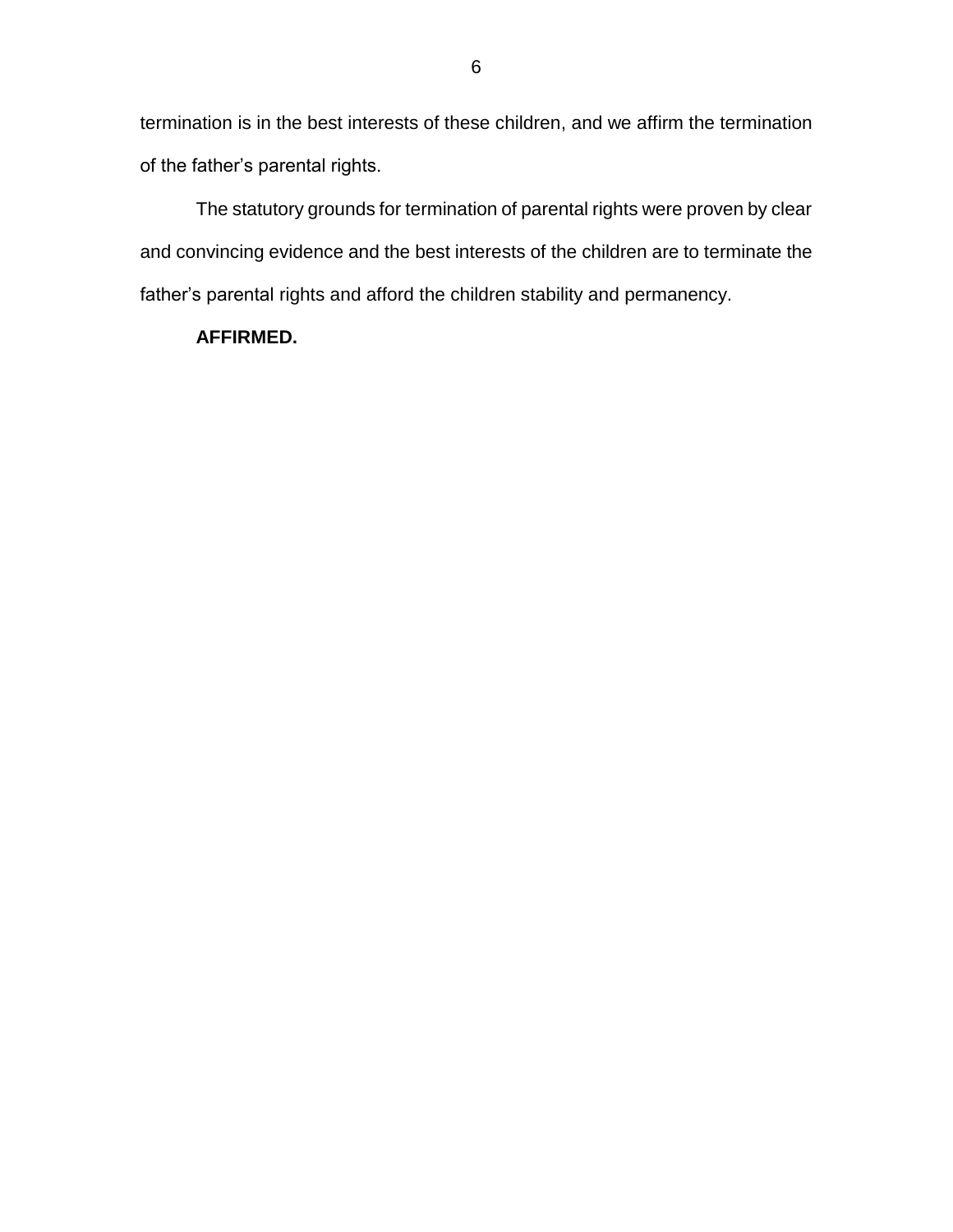termination is in the best interests of these children, and we affirm the termination of the father’s parental rights.

The statutory grounds for termination of parental rights were proven by clear and convincing evidence and the best interests of the children are to terminate the father’s parental rights and afford the children stability and permanency.

**AFFIRMED.**